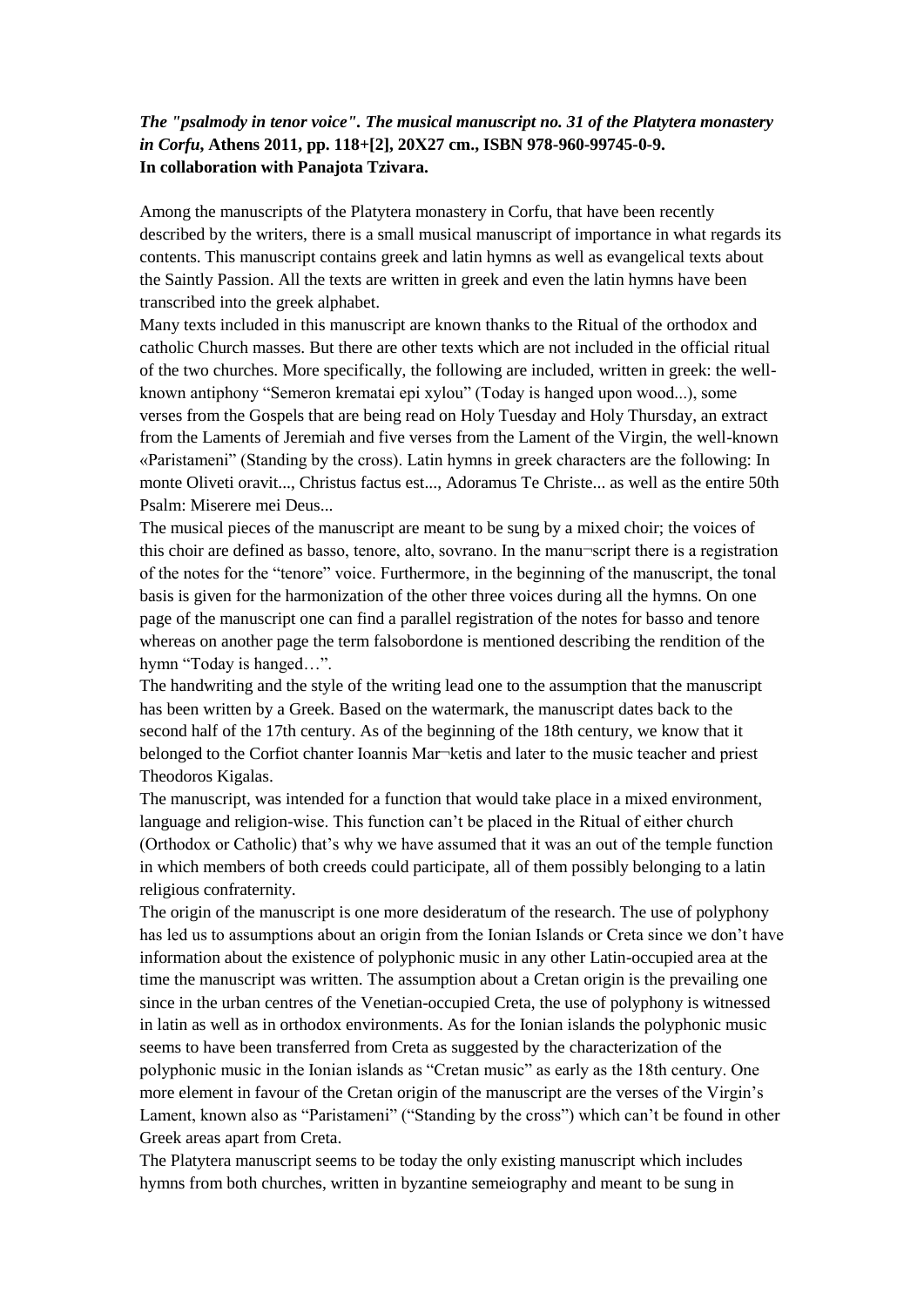***The "psalmody in tenor voice". The musical manuscript no. 31 of the Platytera monastery in Corfu*, Athens 2011, pp. 118+[2], 20X27 cm., ISBN 978-960-99745-0-9.**
**In collaboration with Panajota Tzivara.**

Among the manuscripts of the Platytera monastery in Corfu, that have been recently described by the writers, there is a small musical manuscript of importance in what regards its contents. This manuscript contains greek and latin hymns as well as evangelical texts about the Saintly Passion. All the texts are written in greek and even the latin hymns have been transcribed into the greek alphabet.

Many texts included in this manuscript are known thanks to the Ritual of the orthodox and catholic Church masses. But there are other texts which are not included in the official ritual of the two churches. More specifically, the following are included, written in greek: the well-known antiphony "Semeron krematai epi xylou" (Today is hanged upon wood...), some verses from the Gospels that are being read on Holy Tuesday and Holy Thursday, an extract from the Laments of Jeremiah and five verses from the Lament of the Virgin, the well-known «Paristameni" (Standing by the cross). Latin hymns in greek characters are the following: In monte Oliveti oravit..., Christus factus est..., Adoramus Te Christe... as well as the entire 50th Psalm: Miserere mei Deus...

The musical pieces of the manuscript are meant to be sung by a mixed choir; the voices of this choir are defined as basso, tenore, alto, sovrano. In the manu¬script there is a registration of the notes for the "tenore" voice. Furthermore, in the beginning of the manuscript, the tonal basis is given for the harmonization of the other three voices during all the hymns. On one page of the manuscript one can find a parallel registration of the notes for basso and tenore whereas on another page the term falsobordone is mentioned describing the rendition of the hymn "Today is hanged…".

The handwriting and the style of the writing lead one to the assumption that the manuscript has been written by a Greek. Based on the watermark, the manuscript dates back to the second half of the 17th century. As of the beginning of the 18th century, we know that it belonged to the Corfiot chanter Ioannis Mar¬ketis and later to the music teacher and priest Theodoros Kigalas.

The manuscript, was intended for a function that would take place in a mixed environment, language and religion-wise. This function can't be placed in the Ritual of either church (Orthodox or Catholic) that's why we have assumed that it was an out of the temple function in which members of both creeds could participate, all of them possibly belonging to a latin religious confraternity.

The origin of the manuscript is one more desideratum of the research. The use of polyphony has led us to assumptions about an origin from the Ionian Islands or Creta since we don't have information about the existence of polyphonic music in any other Latin-occupied area at the time the manuscript was written. The assumption about a Cretan origin is the prevailing one since in the urban centres of the Venetian-occupied Creta, the use of polyphony is witnessed in latin as well as in orthodox environments. As for the Ionian islands the polyphonic music seems to have been transferred from Creta as suggested by the characterization of the polyphonic music in the Ionian islands as "Cretan music" as early as the 18th century. One more element in favour of the Cretan origin of the manuscript are the verses of the Virgin's Lament, known also as "Paristameni" ("Standing by the cross") which can't be found in other Greek areas apart from Creta.

The Platytera manuscript seems to be today the only existing manuscript which includes hymns from both churches, written in byzantine semeiography and meant to be sung in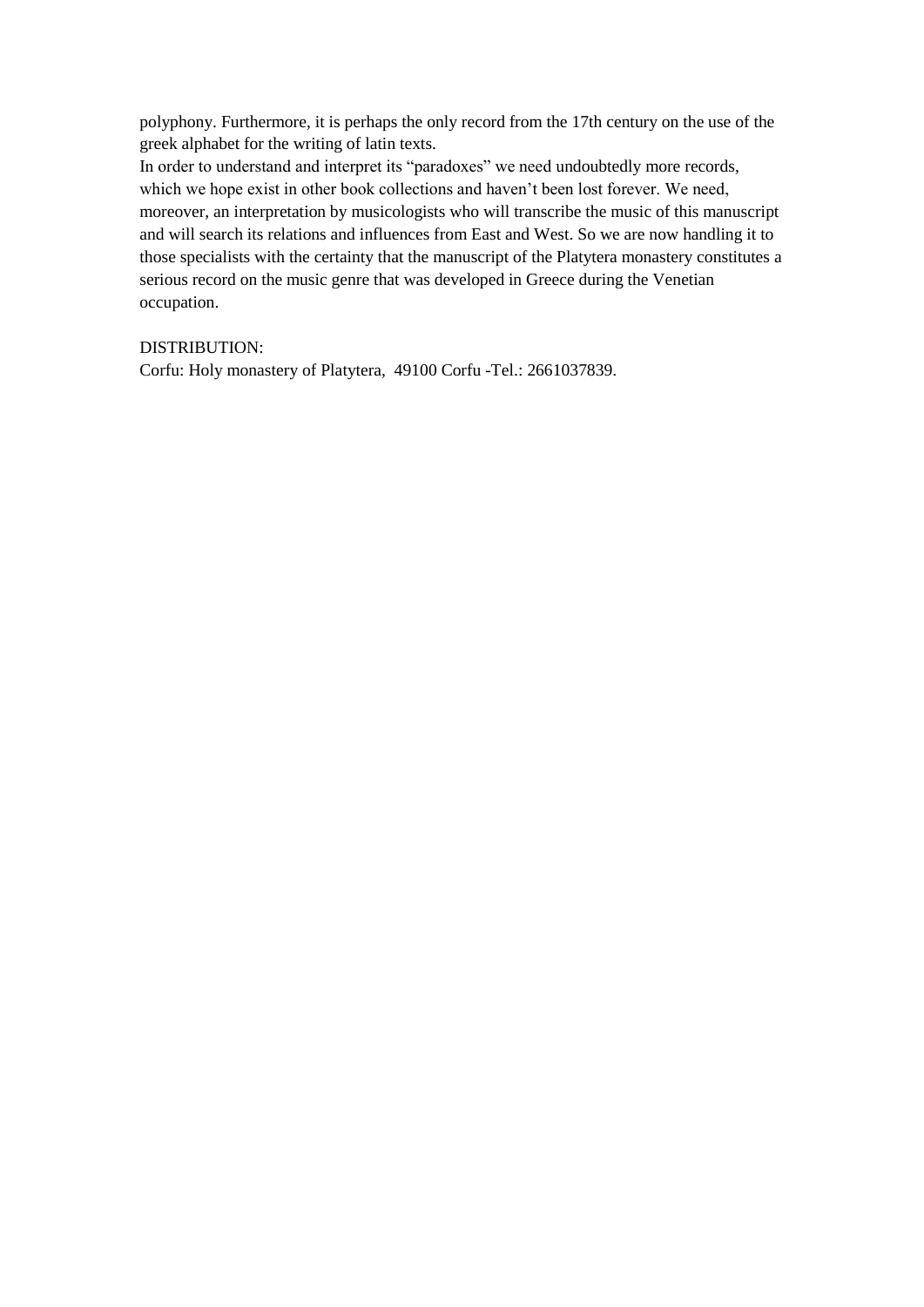polyphony. Furthermore, it is perhaps the only record from the 17th century on the use of the greek alphabet for the writing of latin texts.

In order to understand and interpret its "paradoxes" we need undoubtedly more records, which we hope exist in other book collections and haven't been lost forever. We need, moreover, an interpretation by musicologists who will transcribe the music of this manuscript and will search its relations and influences from East and West. So we are now handling it to those specialists with the certainty that the manuscript of the Platytera monastery constitutes a serious record on the music genre that was developed in Greece during the Venetian occupation.

DISTRIBUTION:

Corfu: Holy monastery of Platytera, 49100 Corfu -Tel.: 2661037839.